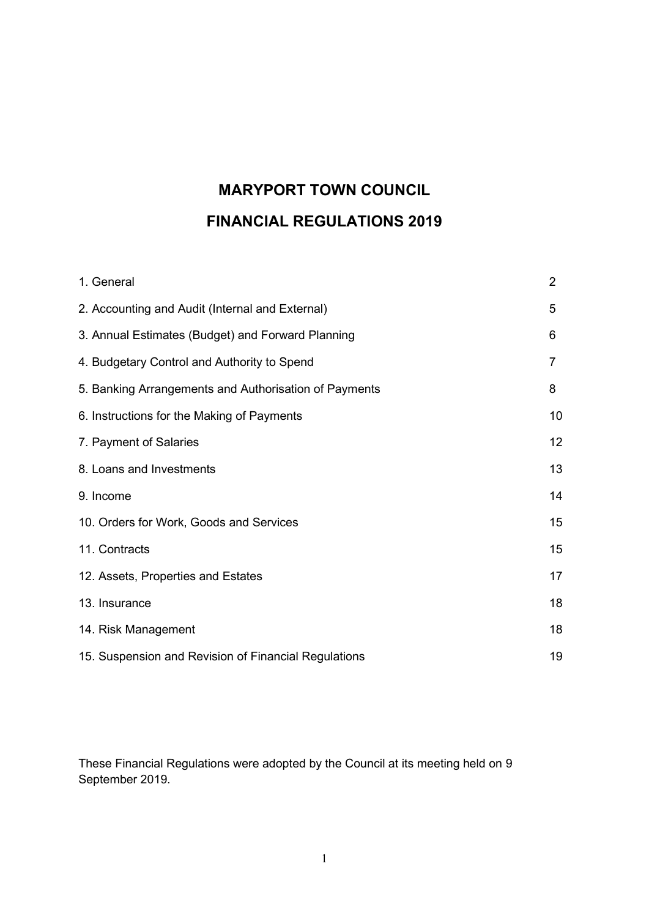# MARYPORT TOWN COUNCIL

# FINANCIAL REGULATIONS 2019

| | |
|---|---|
| 1. General | 2 |
| 2. Accounting and Audit (Internal and External) | 5 |
| 3. Annual Estimates (Budget) and Forward Planning | 6 |
| 4. Budgetary Control and Authority to Spend | 7 |
| 5. Banking Arrangements and Authorisation of Payments | 8 |
| 6. Instructions for the Making of Payments | 10 |
| 7. Payment of Salaries | 12 |
| 8. Loans and Investments | 13 |
| 9. Income | 14 |
| 10. Orders for Work, Goods and Services | 15 |
| 11. Contracts | 15 |
| 12. Assets, Properties and Estates | 17 |
| 13. Insurance | 18 |
| 14. Risk Management | 18 |
| 15. Suspension and Revision of Financial Regulations | 19 |

These Financial Regulations were adopted by the Council at its meeting held on 9 September 2019.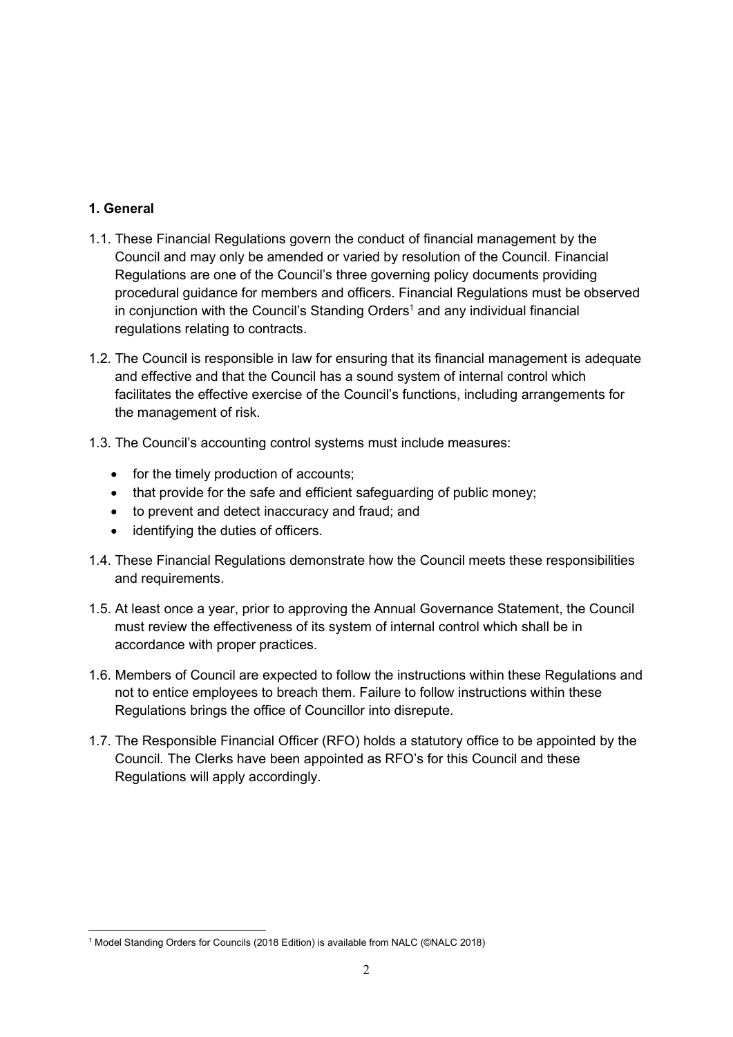## 1. General

1.1. These Financial Regulations govern the conduct of financial management by the Council and may only be amended or varied by resolution of the Council. Financial Regulations are one of the Council's three governing policy documents providing procedural guidance for members and officers. Financial Regulations must be observed in conjunction with the Council's Standing Orders[1] and any individual financial regulations relating to contracts.

1.2. The Council is responsible in law for ensuring that its financial management is adequate and effective and that the Council has a sound system of internal control which facilitates the effective exercise of the Council's functions, including arrangements for the management of risk.

1.3. The Council's accounting control systems must include measures:

- for the timely production of accounts;
- that provide for the safe and efficient safeguarding of public money;
- to prevent and detect inaccuracy and fraud; and
- identifying the duties of officers.

1.4. These Financial Regulations demonstrate how the Council meets these responsibilities and requirements.

1.5. At least once a year, prior to approving the Annual Governance Statement, the Council must review the effectiveness of its system of internal control which shall be in accordance with proper practices.

1.6. Members of Council are expected to follow the instructions within these Regulations and not to entice employees to breach them. Failure to follow instructions within these Regulations brings the office of Councillor into disrepute.

1.7. The Responsible Financial Officer (RFO) holds a statutory office to be appointed by the Council. The Clerks have been appointed as RFO's for this Council and these Regulations will apply accordingly.

[1] Model Standing Orders for Councils (2018 Edition) is available from NALC (©NALC 2018)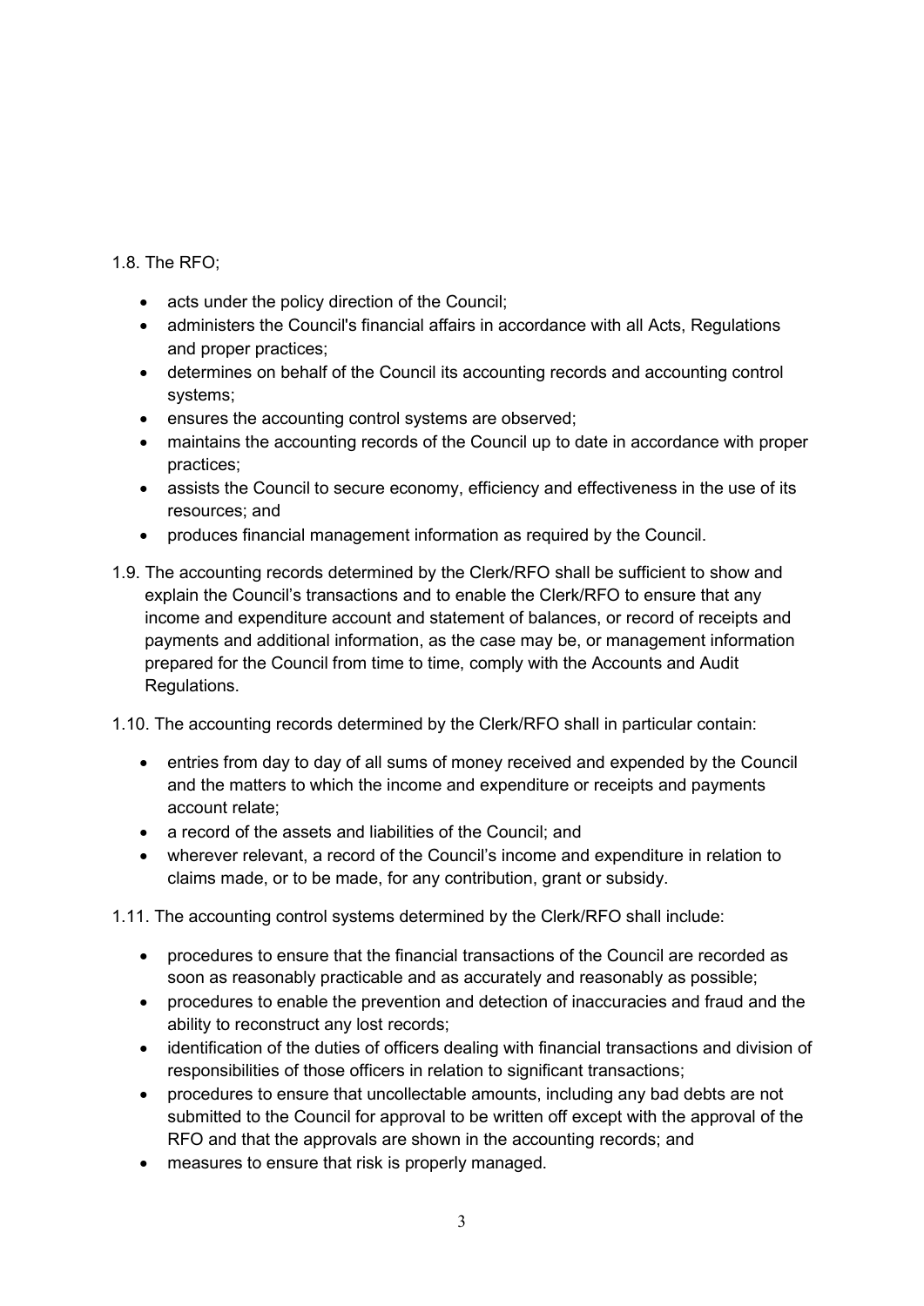1.8. The RFO;

- acts under the policy direction of the Council;
- administers the Council's financial affairs in accordance with all Acts, Regulations and proper practices;
- determines on behalf of the Council its accounting records and accounting control systems;
- ensures the accounting control systems are observed;
- maintains the accounting records of the Council up to date in accordance with proper practices;
- assists the Council to secure economy, efficiency and effectiveness in the use of its resources; and
- produces financial management information as required by the Council.

1.9. The accounting records determined by the Clerk/RFO shall be sufficient to show and explain the Council's transactions and to enable the Clerk/RFO to ensure that any income and expenditure account and statement of balances, or record of receipts and payments and additional information, as the case may be, or management information prepared for the Council from time to time, comply with the Accounts and Audit Regulations.

1.10. The accounting records determined by the Clerk/RFO shall in particular contain:

- entries from day to day of all sums of money received and expended by the Council and the matters to which the income and expenditure or receipts and payments account relate;
- a record of the assets and liabilities of the Council; and
- wherever relevant, a record of the Council's income and expenditure in relation to claims made, or to be made, for any contribution, grant or subsidy.

1.11. The accounting control systems determined by the Clerk/RFO shall include:

- procedures to ensure that the financial transactions of the Council are recorded as soon as reasonably practicable and as accurately and reasonably as possible;
- procedures to enable the prevention and detection of inaccuracies and fraud and the ability to reconstruct any lost records;
- identification of the duties of officers dealing with financial transactions and division of responsibilities of those officers in relation to significant transactions;
- procedures to ensure that uncollectable amounts, including any bad debts are not submitted to the Council for approval to be written off except with the approval of the RFO and that the approvals are shown in the accounting records; and
- measures to ensure that risk is properly managed.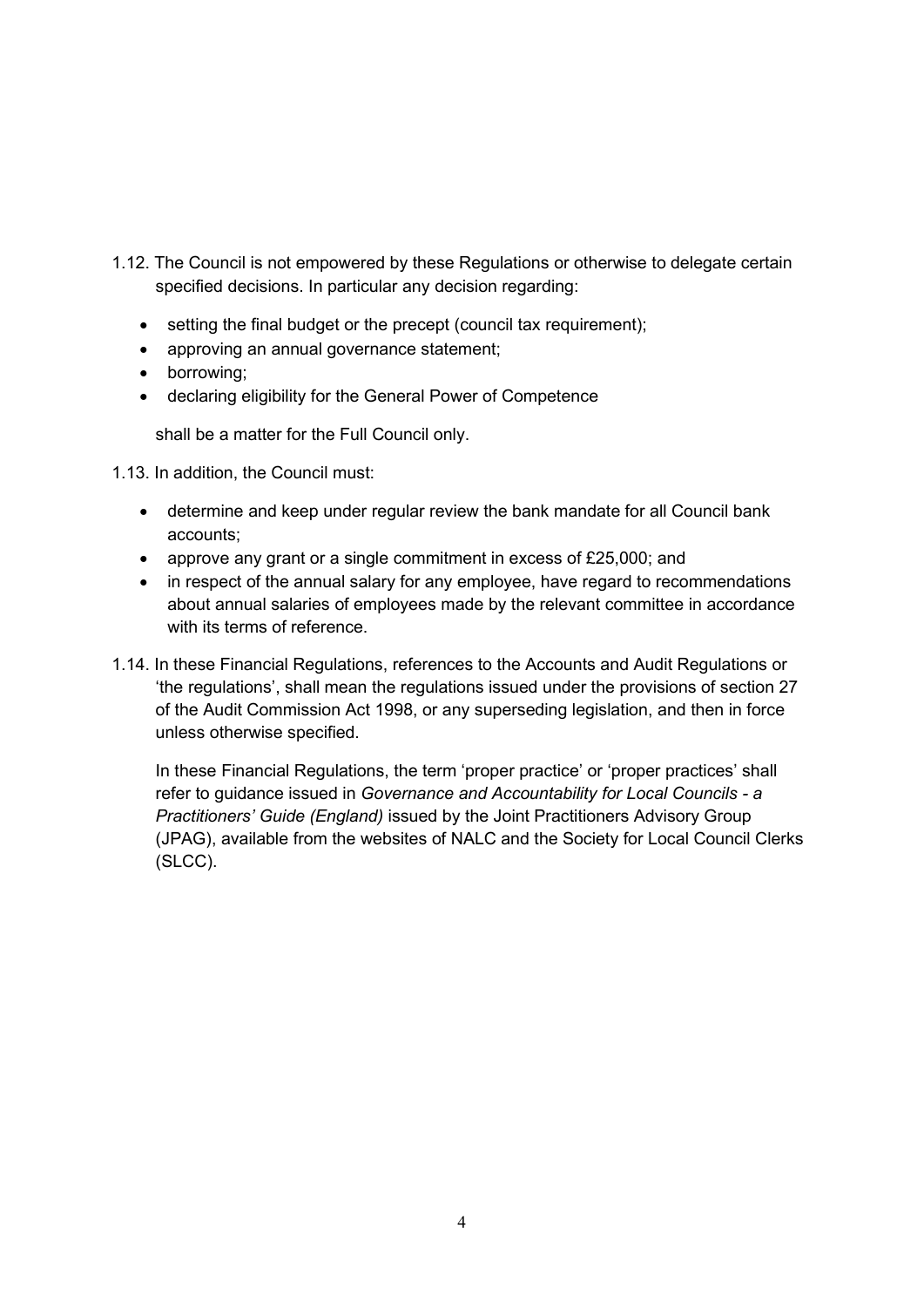1.12. The Council is not empowered by these Regulations or otherwise to delegate certain specified decisions. In particular any decision regarding:

- setting the final budget or the precept (council tax requirement);
- approving an annual governance statement;
- borrowing;
- declaring eligibility for the General Power of Competence

shall be a matter for the Full Council only.

1.13. In addition, the Council must:

- determine and keep under regular review the bank mandate for all Council bank accounts;
- approve any grant or a single commitment in excess of £25,000; and
- in respect of the annual salary for any employee, have regard to recommendations about annual salaries of employees made by the relevant committee in accordance with its terms of reference.

1.14. In these Financial Regulations, references to the Accounts and Audit Regulations or 'the regulations', shall mean the regulations issued under the provisions of section 27 of the Audit Commission Act 1998, or any superseding legislation, and then in force unless otherwise specified.

In these Financial Regulations, the term 'proper practice' or 'proper practices' shall refer to guidance issued in *Governance and Accountability for Local Councils - a Practitioners' Guide (England)* issued by the Joint Practitioners Advisory Group (JPAG), available from the websites of NALC and the Society for Local Council Clerks (SLCC).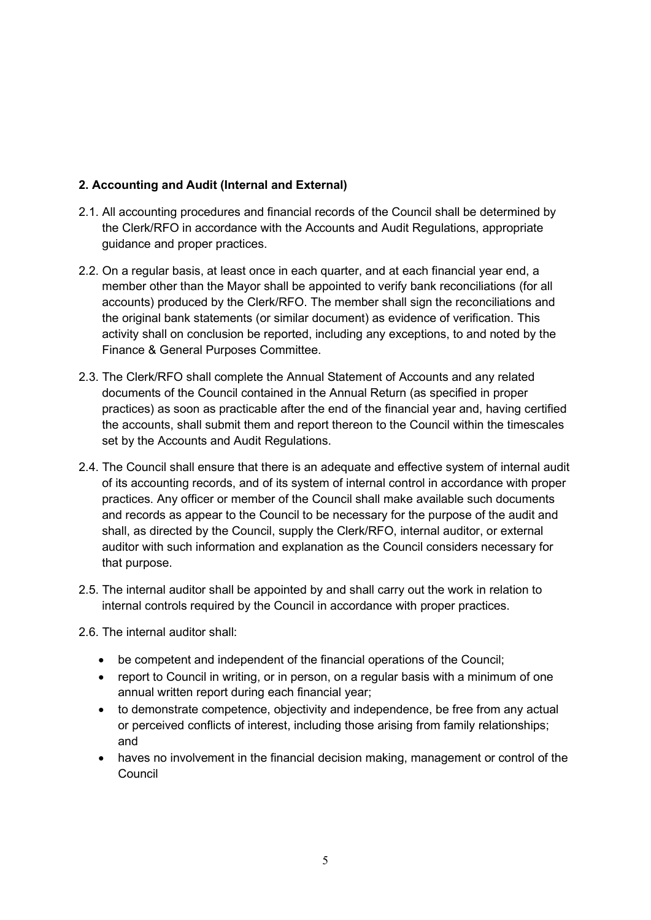**2. Accounting and Audit (Internal and External)**

2.1. All accounting procedures and financial records of the Council shall be determined by the Clerk/RFO in accordance with the Accounts and Audit Regulations, appropriate guidance and proper practices.

2.2. On a regular basis, at least once in each quarter, and at each financial year end, a member other than the Mayor shall be appointed to verify bank reconciliations (for all accounts) produced by the Clerk/RFO. The member shall sign the reconciliations and the original bank statements (or similar document) as evidence of verification. This activity shall on conclusion be reported, including any exceptions, to and noted by the Finance & General Purposes Committee.

2.3. The Clerk/RFO shall complete the Annual Statement of Accounts and any related documents of the Council contained in the Annual Return (as specified in proper practices) as soon as practicable after the end of the financial year and, having certified the accounts, shall submit them and report thereon to the Council within the timescales set by the Accounts and Audit Regulations.

2.4. The Council shall ensure that there is an adequate and effective system of internal audit of its accounting records, and of its system of internal control in accordance with proper practices. Any officer or member of the Council shall make available such documents and records as appear to the Council to be necessary for the purpose of the audit and shall, as directed by the Council, supply the Clerk/RFO, internal auditor, or external auditor with such information and explanation as the Council considers necessary for that purpose.

2.5. The internal auditor shall be appointed by and shall carry out the work in relation to internal controls required by the Council in accordance with proper practices.

2.6. The internal auditor shall:

- be competent and independent of the financial operations of the Council;
- report to Council in writing, or in person, on a regular basis with a minimum of one annual written report during each financial year;
- to demonstrate competence, objectivity and independence, be free from any actual or perceived conflicts of interest, including those arising from family relationships; and
- haves no involvement in the financial decision making, management or control of the Council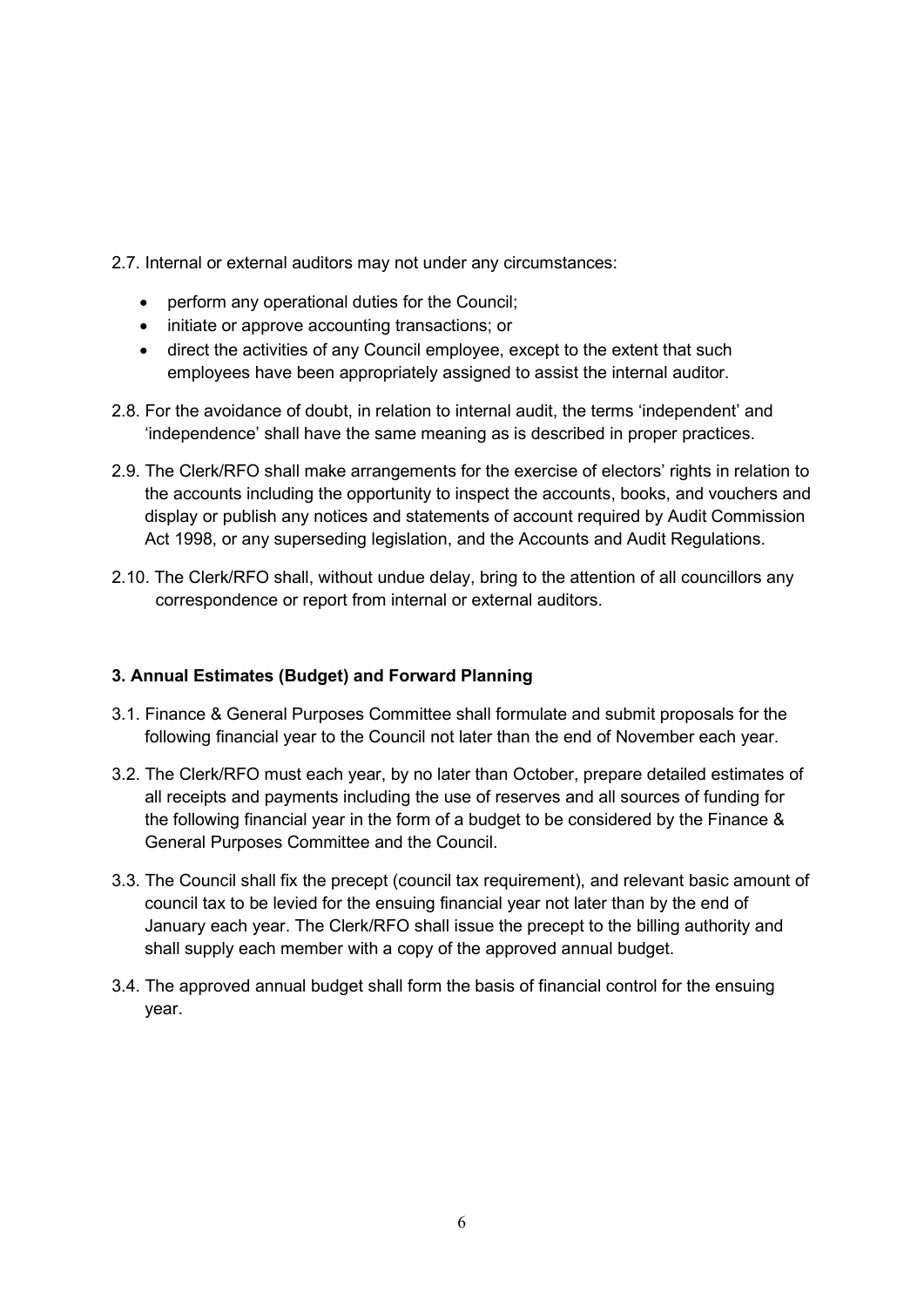2.7. Internal or external auditors may not under any circumstances:

- perform any operational duties for the Council;
- initiate or approve accounting transactions; or
- direct the activities of any Council employee, except to the extent that such employees have been appropriately assigned to assist the internal auditor.

2.8. For the avoidance of doubt, in relation to internal audit, the terms 'independent' and 'independence' shall have the same meaning as is described in proper practices.

2.9. The Clerk/RFO shall make arrangements for the exercise of electors' rights in relation to the accounts including the opportunity to inspect the accounts, books, and vouchers and display or publish any notices and statements of account required by Audit Commission Act 1998, or any superseding legislation, and the Accounts and Audit Regulations.

2.10. The Clerk/RFO shall, without undue delay, bring to the attention of all councillors any correspondence or report from internal or external auditors.

### 3. Annual Estimates (Budget) and Forward Planning

3.1. Finance & General Purposes Committee shall formulate and submit proposals for the following financial year to the Council not later than the end of November each year.

3.2. The Clerk/RFO must each year, by no later than October, prepare detailed estimates of all receipts and payments including the use of reserves and all sources of funding for the following financial year in the form of a budget to be considered by the Finance & General Purposes Committee and the Council.

3.3. The Council shall fix the precept (council tax requirement), and relevant basic amount of council tax to be levied for the ensuing financial year not later than by the end of January each year. The Clerk/RFO shall issue the precept to the billing authority and shall supply each member with a copy of the approved annual budget.

3.4. The approved annual budget shall form the basis of financial control for the ensuing year.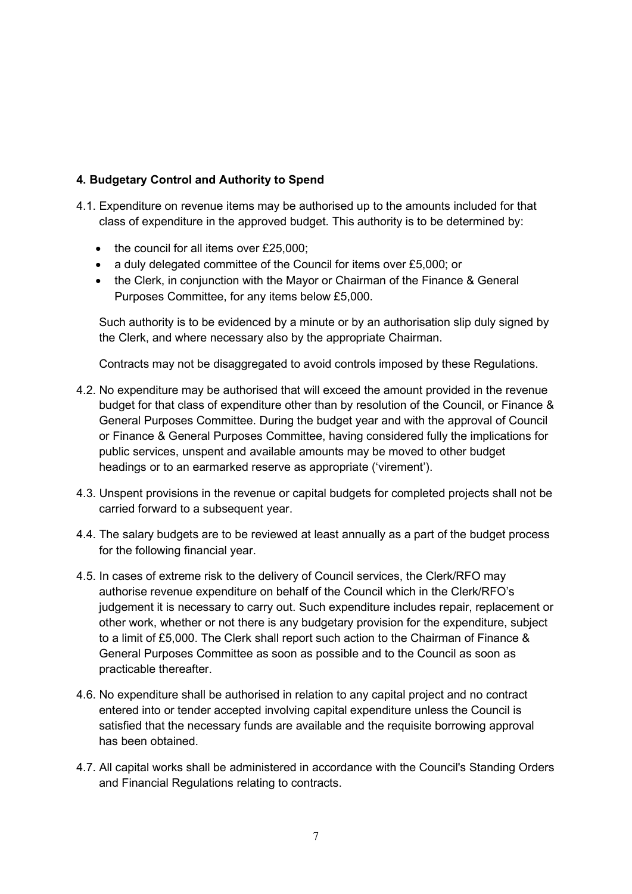## 4. Budgetary Control and Authority to Spend

4.1. Expenditure on revenue items may be authorised up to the amounts included for that class of expenditure in the approved budget. This authority is to be determined by:

- the council for all items over £25,000;
- a duly delegated committee of the Council for items over £5,000; or
- the Clerk, in conjunction with the Mayor or Chairman of the Finance & General Purposes Committee, for any items below £5,000.

Such authority is to be evidenced by a minute or by an authorisation slip duly signed by the Clerk, and where necessary also by the appropriate Chairman.

Contracts may not be disaggregated to avoid controls imposed by these Regulations.

4.2. No expenditure may be authorised that will exceed the amount provided in the revenue budget for that class of expenditure other than by resolution of the Council, or Finance & General Purposes Committee. During the budget year and with the approval of Council or Finance & General Purposes Committee, having considered fully the implications for public services, unspent and available amounts may be moved to other budget headings or to an earmarked reserve as appropriate ('virement').

4.3. Unspent provisions in the revenue or capital budgets for completed projects shall not be carried forward to a subsequent year.

4.4. The salary budgets are to be reviewed at least annually as a part of the budget process for the following financial year.

4.5. In cases of extreme risk to the delivery of Council services, the Clerk/RFO may authorise revenue expenditure on behalf of the Council which in the Clerk/RFO's judgement it is necessary to carry out. Such expenditure includes repair, replacement or other work, whether or not there is any budgetary provision for the expenditure, subject to a limit of £5,000. The Clerk shall report such action to the Chairman of Finance & General Purposes Committee as soon as possible and to the Council as soon as practicable thereafter.

4.6. No expenditure shall be authorised in relation to any capital project and no contract entered into or tender accepted involving capital expenditure unless the Council is satisfied that the necessary funds are available and the requisite borrowing approval has been obtained.

4.7. All capital works shall be administered in accordance with the Council's Standing Orders and Financial Regulations relating to contracts.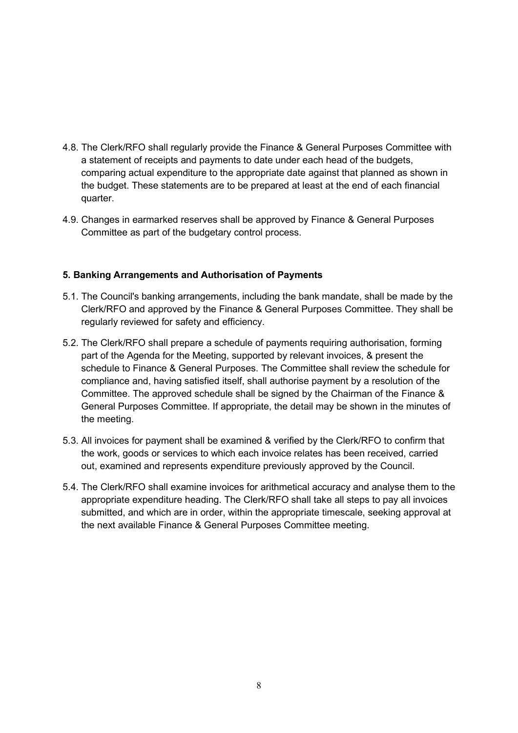4.8. The Clerk/RFO shall regularly provide the Finance & General Purposes Committee with a statement of receipts and payments to date under each head of the budgets, comparing actual expenditure to the appropriate date against that planned as shown in the budget. These statements are to be prepared at least at the end of each financial quarter.

4.9. Changes in earmarked reserves shall be approved by Finance & General Purposes Committee as part of the budgetary control process.

## 5. Banking Arrangements and Authorisation of Payments

5.1. The Council's banking arrangements, including the bank mandate, shall be made by the Clerk/RFO and approved by the Finance & General Purposes Committee. They shall be regularly reviewed for safety and efficiency.

5.2. The Clerk/RFO shall prepare a schedule of payments requiring authorisation, forming part of the Agenda for the Meeting, supported by relevant invoices, & present the schedule to Finance & General Purposes. The Committee shall review the schedule for compliance and, having satisfied itself, shall authorise payment by a resolution of the Committee. The approved schedule shall be signed by the Chairman of the Finance & General Purposes Committee. If appropriate, the detail may be shown in the minutes of the meeting.

5.3. All invoices for payment shall be examined & verified by the Clerk/RFO to confirm that the work, goods or services to which each invoice relates has been received, carried out, examined and represents expenditure previously approved by the Council.

5.4. The Clerk/RFO shall examine invoices for arithmetical accuracy and analyse them to the appropriate expenditure heading. The Clerk/RFO shall take all steps to pay all invoices submitted, and which are in order, within the appropriate timescale, seeking approval at the next available Finance & General Purposes Committee meeting.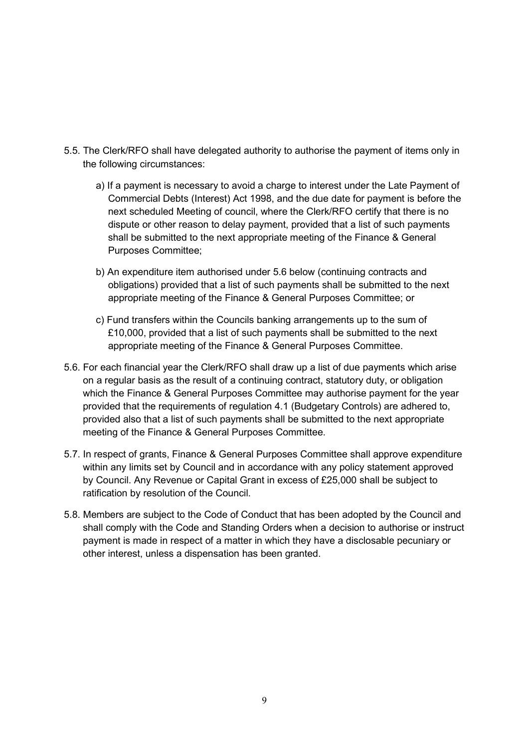5.5. The Clerk/RFO shall have delegated authority to authorise the payment of items only in the following circumstances:

  a) If a payment is necessary to avoid a charge to interest under the Late Payment of Commercial Debts (Interest) Act 1998, and the due date for payment is before the next scheduled Meeting of council, where the Clerk/RFO certify that there is no dispute or other reason to delay payment, provided that a list of such payments shall be submitted to the next appropriate meeting of the Finance & General Purposes Committee;

  b) An expenditure item authorised under 5.6 below (continuing contracts and obligations) provided that a list of such payments shall be submitted to the next appropriate meeting of the Finance & General Purposes Committee; or

  c) Fund transfers within the Councils banking arrangements up to the sum of £10,000, provided that a list of such payments shall be submitted to the next appropriate meeting of the Finance & General Purposes Committee.

5.6. For each financial year the Clerk/RFO shall draw up a list of due payments which arise on a regular basis as the result of a continuing contract, statutory duty, or obligation which the Finance & General Purposes Committee may authorise payment for the year provided that the requirements of regulation 4.1 (Budgetary Controls) are adhered to, provided also that a list of such payments shall be submitted to the next appropriate meeting of the Finance & General Purposes Committee.

5.7. In respect of grants, Finance & General Purposes Committee shall approve expenditure within any limits set by Council and in accordance with any policy statement approved by Council. Any Revenue or Capital Grant in excess of £25,000 shall be subject to ratification by resolution of the Council.

5.8. Members are subject to the Code of Conduct that has been adopted by the Council and shall comply with the Code and Standing Orders when a decision to authorise or instruct payment is made in respect of a matter in which they have a disclosable pecuniary or other interest, unless a dispensation has been granted.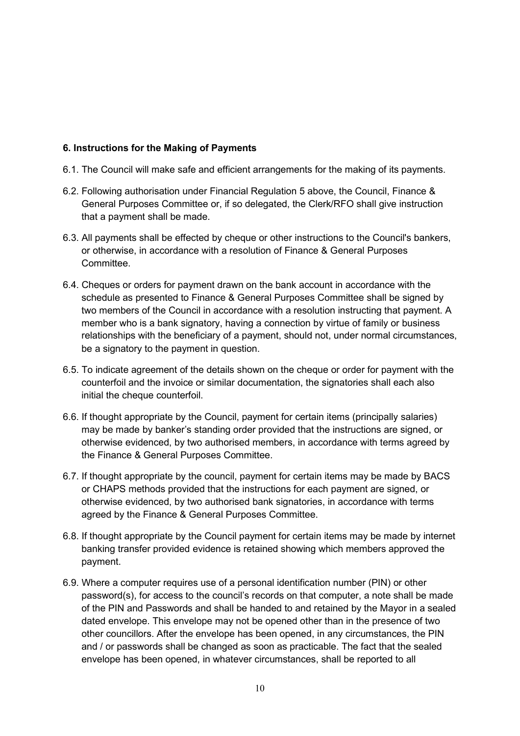## 6. Instructions for the Making of Payments

6.1. The Council will make safe and efficient arrangements for the making of its payments.

6.2. Following authorisation under Financial Regulation 5 above, the Council, Finance & General Purposes Committee or, if so delegated, the Clerk/RFO shall give instruction that a payment shall be made.

6.3. All payments shall be effected by cheque or other instructions to the Council's bankers, or otherwise, in accordance with a resolution of Finance & General Purposes Committee.

6.4. Cheques or orders for payment drawn on the bank account in accordance with the schedule as presented to Finance & General Purposes Committee shall be signed by two members of the Council in accordance with a resolution instructing that payment. A member who is a bank signatory, having a connection by virtue of family or business relationships with the beneficiary of a payment, should not, under normal circumstances, be a signatory to the payment in question.

6.5. To indicate agreement of the details shown on the cheque or order for payment with the counterfoil and the invoice or similar documentation, the signatories shall each also initial the cheque counterfoil.

6.6. If thought appropriate by the Council, payment for certain items (principally salaries) may be made by banker's standing order provided that the instructions are signed, or otherwise evidenced, by two authorised members, in accordance with terms agreed by the Finance & General Purposes Committee.

6.7. If thought appropriate by the council, payment for certain items may be made by BACS or CHAPS methods provided that the instructions for each payment are signed, or otherwise evidenced, by two authorised bank signatories, in accordance with terms agreed by the Finance & General Purposes Committee.

6.8. If thought appropriate by the Council payment for certain items may be made by internet banking transfer provided evidence is retained showing which members approved the payment.

6.9. Where a computer requires use of a personal identification number (PIN) or other password(s), for access to the council's records on that computer, a note shall be made of the PIN and Passwords and shall be handed to and retained by the Mayor in a sealed dated envelope. This envelope may not be opened other than in the presence of two other councillors. After the envelope has been opened, in any circumstances, the PIN and / or passwords shall be changed as soon as practicable. The fact that the sealed envelope has been opened, in whatever circumstances, shall be reported to all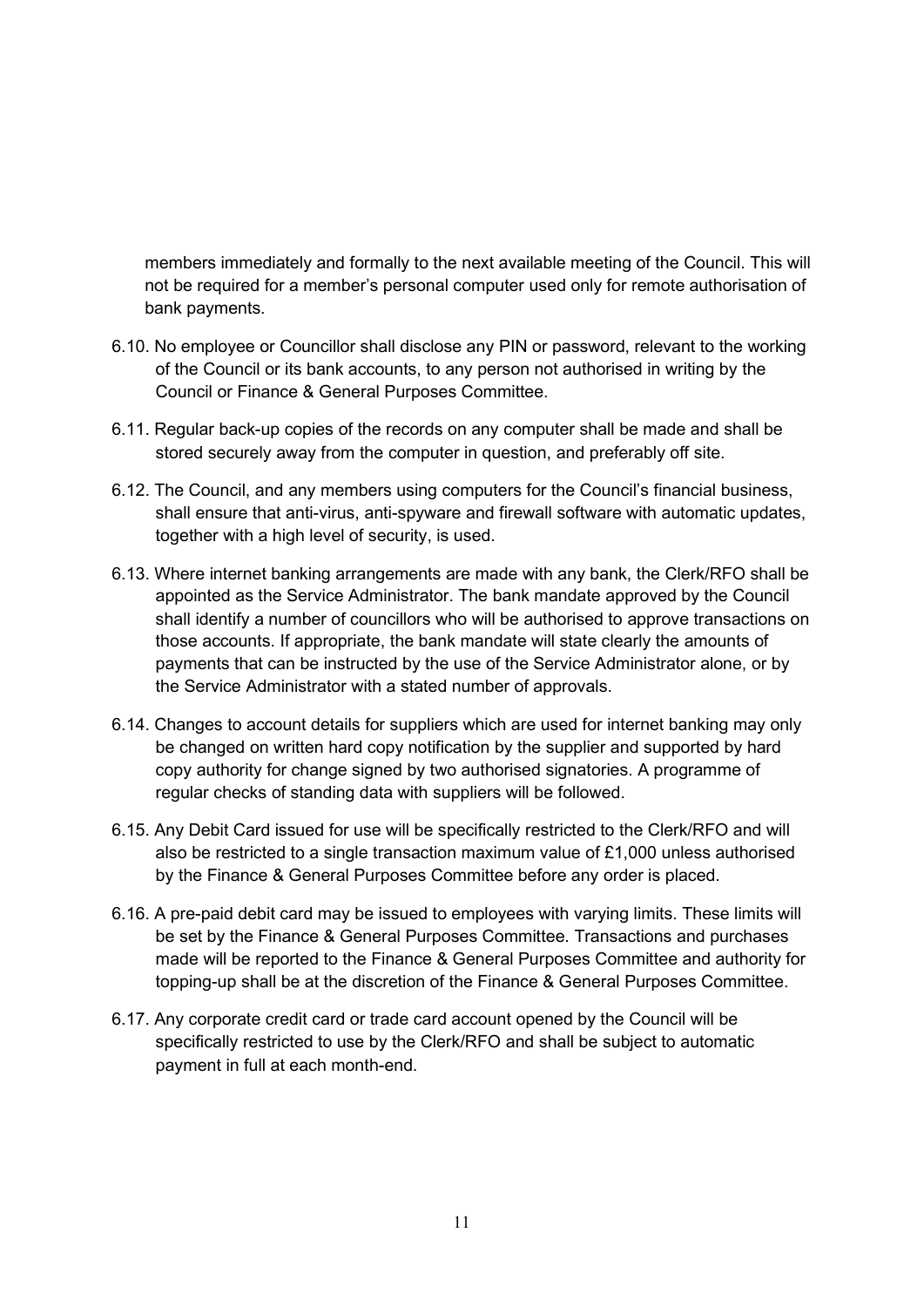members immediately and formally to the next available meeting of the Council. This will not be required for a member's personal computer used only for remote authorisation of bank payments.

6.10. No employee or Councillor shall disclose any PIN or password, relevant to the working of the Council or its bank accounts, to any person not authorised in writing by the Council or Finance & General Purposes Committee.

6.11. Regular back-up copies of the records on any computer shall be made and shall be stored securely away from the computer in question, and preferably off site.

6.12. The Council, and any members using computers for the Council's financial business, shall ensure that anti-virus, anti-spyware and firewall software with automatic updates, together with a high level of security, is used.

6.13. Where internet banking arrangements are made with any bank, the Clerk/RFO shall be appointed as the Service Administrator. The bank mandate approved by the Council shall identify a number of councillors who will be authorised to approve transactions on those accounts. If appropriate, the bank mandate will state clearly the amounts of payments that can be instructed by the use of the Service Administrator alone, or by the Service Administrator with a stated number of approvals.

6.14. Changes to account details for suppliers which are used for internet banking may only be changed on written hard copy notification by the supplier and supported by hard copy authority for change signed by two authorised signatories. A programme of regular checks of standing data with suppliers will be followed.

6.15. Any Debit Card issued for use will be specifically restricted to the Clerk/RFO and will also be restricted to a single transaction maximum value of £1,000 unless authorised by the Finance & General Purposes Committee before any order is placed.

6.16. A pre-paid debit card may be issued to employees with varying limits. These limits will be set by the Finance & General Purposes Committee. Transactions and purchases made will be reported to the Finance & General Purposes Committee and authority for topping-up shall be at the discretion of the Finance & General Purposes Committee.

6.17. Any corporate credit card or trade card account opened by the Council will be specifically restricted to use by the Clerk/RFO and shall be subject to automatic payment in full at each month-end.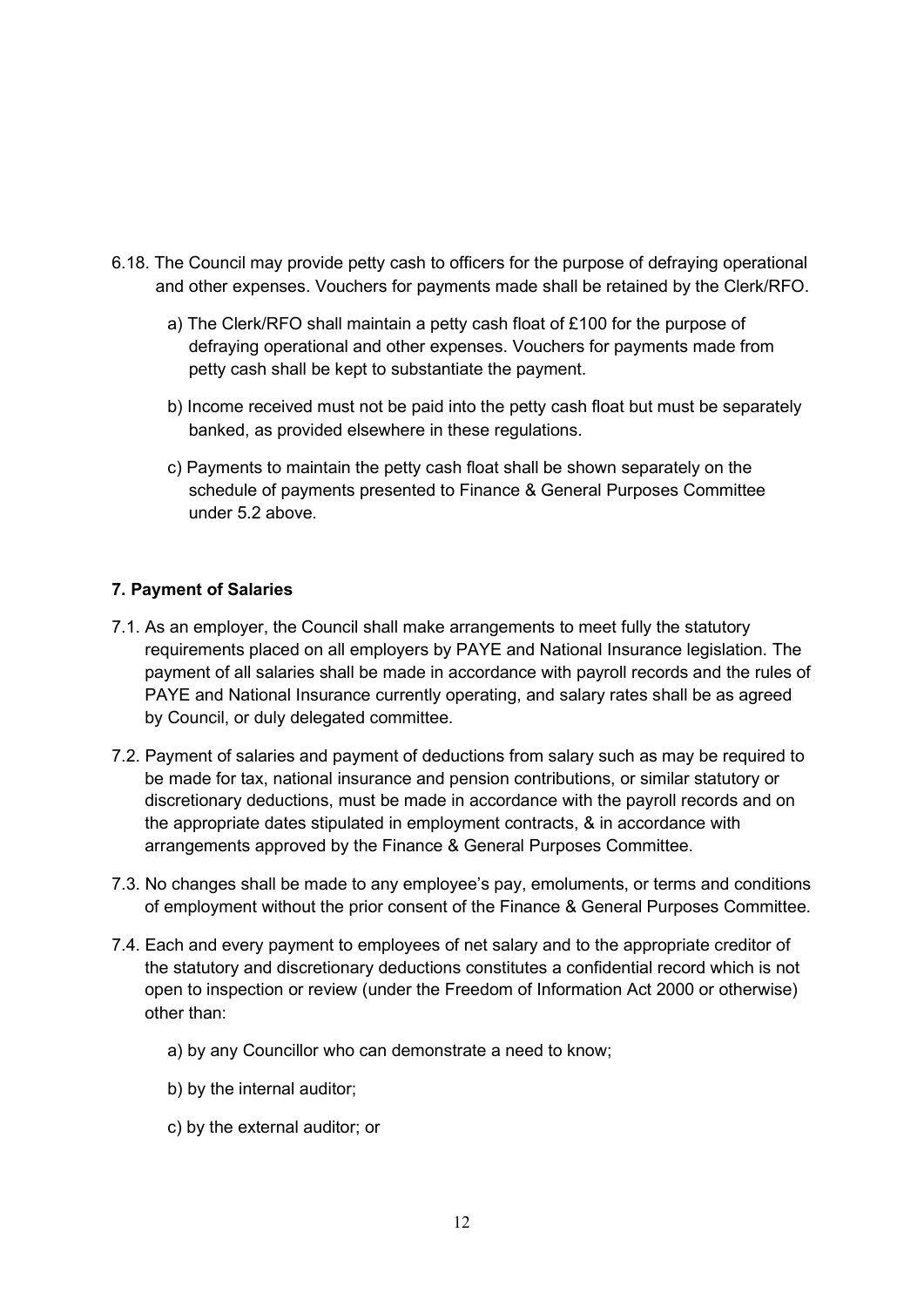6.18. The Council may provide petty cash to officers for the purpose of defraying operational and other expenses. Vouchers for payments made shall be retained by the Clerk/RFO.

   a) The Clerk/RFO shall maintain a petty cash float of £100 for the purpose of defraying operational and other expenses. Vouchers for payments made from petty cash shall be kept to substantiate the payment.

   b) Income received must not be paid into the petty cash float but must be separately banked, as provided elsewhere in these regulations.

   c) Payments to maintain the petty cash float shall be shown separately on the schedule of payments presented to Finance & General Purposes Committee under 5.2 above.

**7. Payment of Salaries**

7.1. As an employer, the Council shall make arrangements to meet fully the statutory requirements placed on all employers by PAYE and National Insurance legislation. The payment of all salaries shall be made in accordance with payroll records and the rules of PAYE and National Insurance currently operating, and salary rates shall be as agreed by Council, or duly delegated committee.

7.2. Payment of salaries and payment of deductions from salary such as may be required to be made for tax, national insurance and pension contributions, or similar statutory or discretionary deductions, must be made in accordance with the payroll records and on the appropriate dates stipulated in employment contracts, & in accordance with arrangements approved by the Finance & General Purposes Committee.

7.3. No changes shall be made to any employee's pay, emoluments, or terms and conditions of employment without the prior consent of the Finance & General Purposes Committee.

7.4. Each and every payment to employees of net salary and to the appropriate creditor of the statutory and discretionary deductions constitutes a confidential record which is not open to inspection or review (under the Freedom of Information Act 2000 or otherwise) other than:

   a) by any Councillor who can demonstrate a need to know;

   b) by the internal auditor;

   c) by the external auditor; or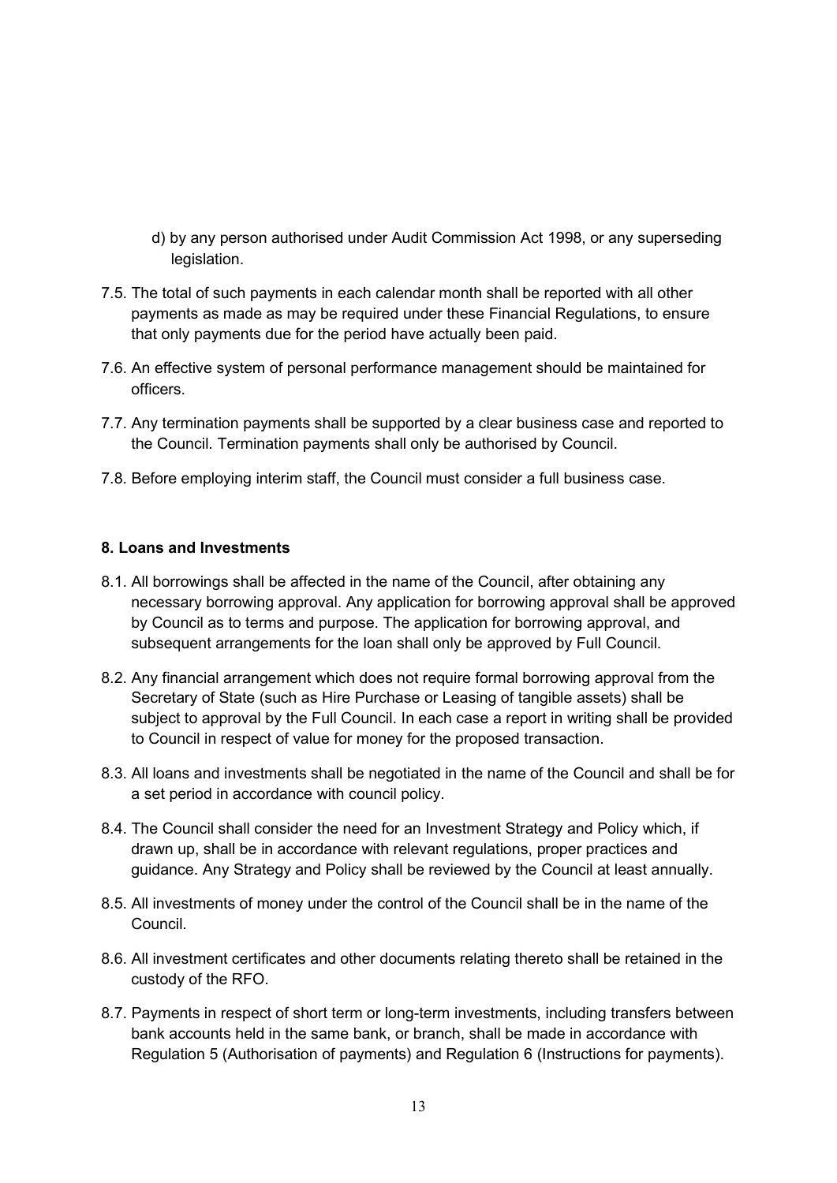d) by any person authorised under Audit Commission Act 1998, or any superseding legislation.

7.5. The total of such payments in each calendar month shall be reported with all other payments as made as may be required under these Financial Regulations, to ensure that only payments due for the period have actually been paid.

7.6. An effective system of personal performance management should be maintained for officers.

7.7. Any termination payments shall be supported by a clear business case and reported to the Council. Termination payments shall only be authorised by Council.

7.8. Before employing interim staff, the Council must consider a full business case.

**8. Loans and Investments**

8.1. All borrowings shall be affected in the name of the Council, after obtaining any necessary borrowing approval. Any application for borrowing approval shall be approved by Council as to terms and purpose. The application for borrowing approval, and subsequent arrangements for the loan shall only be approved by Full Council.

8.2. Any financial arrangement which does not require formal borrowing approval from the Secretary of State (such as Hire Purchase or Leasing of tangible assets) shall be subject to approval by the Full Council. In each case a report in writing shall be provided to Council in respect of value for money for the proposed transaction.

8.3. All loans and investments shall be negotiated in the name of the Council and shall be for a set period in accordance with council policy.

8.4. The Council shall consider the need for an Investment Strategy and Policy which, if drawn up, shall be in accordance with relevant regulations, proper practices and guidance. Any Strategy and Policy shall be reviewed by the Council at least annually.

8.5. All investments of money under the control of the Council shall be in the name of the Council.

8.6. All investment certificates and other documents relating thereto shall be retained in the custody of the RFO.

8.7. Payments in respect of short term or long-term investments, including transfers between bank accounts held in the same bank, or branch, shall be made in accordance with Regulation 5 (Authorisation of payments) and Regulation 6 (Instructions for payments).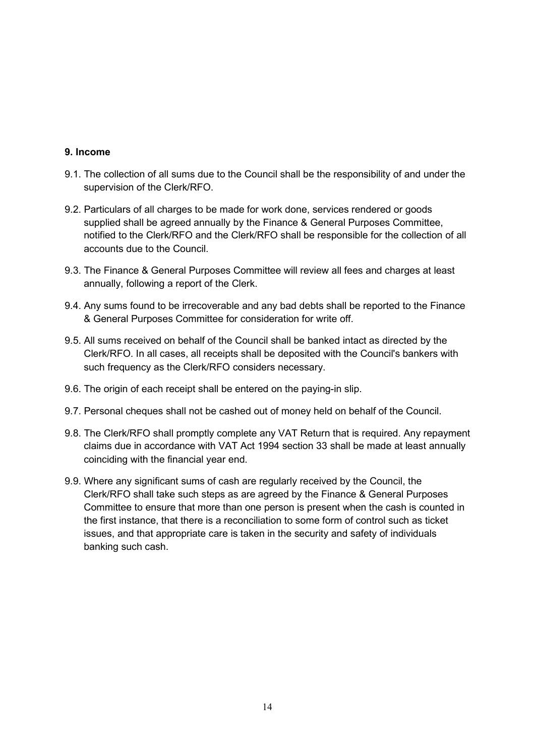**9. Income**

9.1. The collection of all sums due to the Council shall be the responsibility of and under the supervision of the Clerk/RFO.

9.2. Particulars of all charges to be made for work done, services rendered or goods supplied shall be agreed annually by the Finance & General Purposes Committee, notified to the Clerk/RFO and the Clerk/RFO shall be responsible for the collection of all accounts due to the Council.

9.3. The Finance & General Purposes Committee will review all fees and charges at least annually, following a report of the Clerk.

9.4. Any sums found to be irrecoverable and any bad debts shall be reported to the Finance & General Purposes Committee for consideration for write off.

9.5. All sums received on behalf of the Council shall be banked intact as directed by the Clerk/RFO. In all cases, all receipts shall be deposited with the Council's bankers with such frequency as the Clerk/RFO considers necessary.

9.6. The origin of each receipt shall be entered on the paying-in slip.

9.7. Personal cheques shall not be cashed out of money held on behalf of the Council.

9.8. The Clerk/RFO shall promptly complete any VAT Return that is required. Any repayment claims due in accordance with VAT Act 1994 section 33 shall be made at least annually coinciding with the financial year end.

9.9. Where any significant sums of cash are regularly received by the Council, the Clerk/RFO shall take such steps as are agreed by the Finance & General Purposes Committee to ensure that more than one person is present when the cash is counted in the first instance, that there is a reconciliation to some form of control such as ticket issues, and that appropriate care is taken in the security and safety of individuals banking such cash.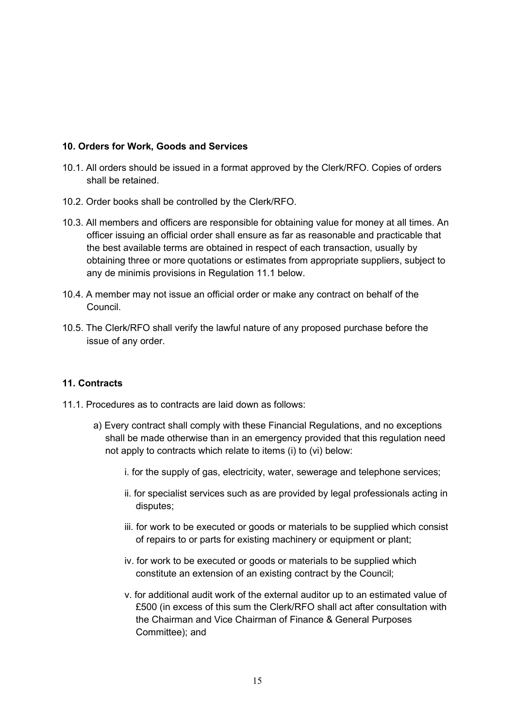### 10. Orders for Work, Goods and Services

10.1. All orders should be issued in a format approved by the Clerk/RFO. Copies of orders shall be retained.

10.2. Order books shall be controlled by the Clerk/RFO.

10.3. All members and officers are responsible for obtaining value for money at all times. An officer issuing an official order shall ensure as far as reasonable and practicable that the best available terms are obtained in respect of each transaction, usually by obtaining three or more quotations or estimates from appropriate suppliers, subject to any de minimis provisions in Regulation 11.1 below.

10.4. A member may not issue an official order or make any contract on behalf of the Council.

10.5. The Clerk/RFO shall verify the lawful nature of any proposed purchase before the issue of any order.

### 11. Contracts

11.1. Procedures as to contracts are laid down as follows:

a) Every contract shall comply with these Financial Regulations, and no exceptions shall be made otherwise than in an emergency provided that this regulation need not apply to contracts which relate to items (i) to (vi) below:

  i. for the supply of gas, electricity, water, sewerage and telephone services;

  ii. for specialist services such as are provided by legal professionals acting in disputes;

  iii. for work to be executed or goods or materials to be supplied which consist of repairs to or parts for existing machinery or equipment or plant;

  iv. for work to be executed or goods or materials to be supplied which constitute an extension of an existing contract by the Council;

  v. for additional audit work of the external auditor up to an estimated value of £500 (in excess of this sum the Clerk/RFO shall act after consultation with the Chairman and Vice Chairman of Finance & General Purposes Committee); and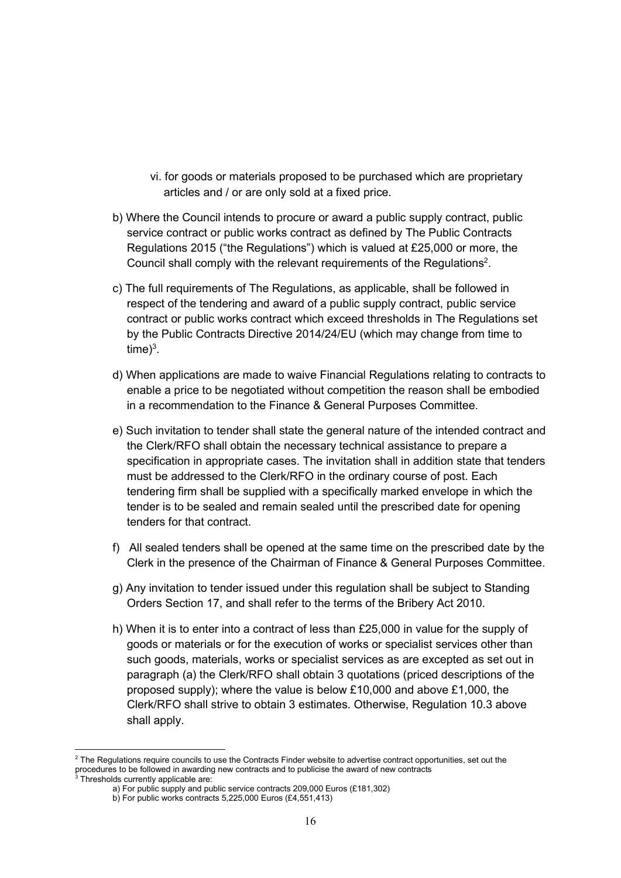vi. for goods or materials proposed to be purchased which are proprietary articles and / or are only sold at a fixed price.

b) Where the Council intends to procure or award a public supply contract, public service contract or public works contract as defined by The Public Contracts Regulations 2015 ("the Regulations") which is valued at £25,000 or more, the Council shall comply with the relevant requirements of the Regulations[2].

c) The full requirements of The Regulations, as applicable, shall be followed in respect of the tendering and award of a public supply contract, public service contract or public works contract which exceed thresholds in The Regulations set by the Public Contracts Directive 2014/24/EU (which may change from time to time)[3].

d) When applications are made to waive Financial Regulations relating to contracts to enable a price to be negotiated without competition the reason shall be embodied in a recommendation to the Finance & General Purposes Committee.

e) Such invitation to tender shall state the general nature of the intended contract and the Clerk/RFO shall obtain the necessary technical assistance to prepare a specification in appropriate cases. The invitation shall in addition state that tenders must be addressed to the Clerk/RFO in the ordinary course of post. Each tendering firm shall be supplied with a specifically marked envelope in which the tender is to be sealed and remain sealed until the prescribed date for opening tenders for that contract.

f) All sealed tenders shall be opened at the same time on the prescribed date by the Clerk in the presence of the Chairman of Finance & General Purposes Committee.

g) Any invitation to tender issued under this regulation shall be subject to Standing Orders Section 17, and shall refer to the terms of the Bribery Act 2010.

h) When it is to enter into a contract of less than £25,000 in value for the supply of goods or materials or for the execution of works or specialist services other than such goods, materials, works or specialist services as are excepted as set out in paragraph (a) the Clerk/RFO shall obtain 3 quotations (priced descriptions of the proposed supply); where the value is below £10,000 and above £1,000, the Clerk/RFO shall strive to obtain 3 estimates. Otherwise, Regulation 10.3 above shall apply.

---

[2] The Regulations require councils to use the Contracts Finder website to advertise contract opportunities, set out the procedures to be followed in awarding new contracts and to publicise the award of new contracts

[3] Thresholds currently applicable are:

a) For public supply and public service contracts 209,000 Euros (£181,302)

b) For public works contracts 5,225,000 Euros (£4,551,413)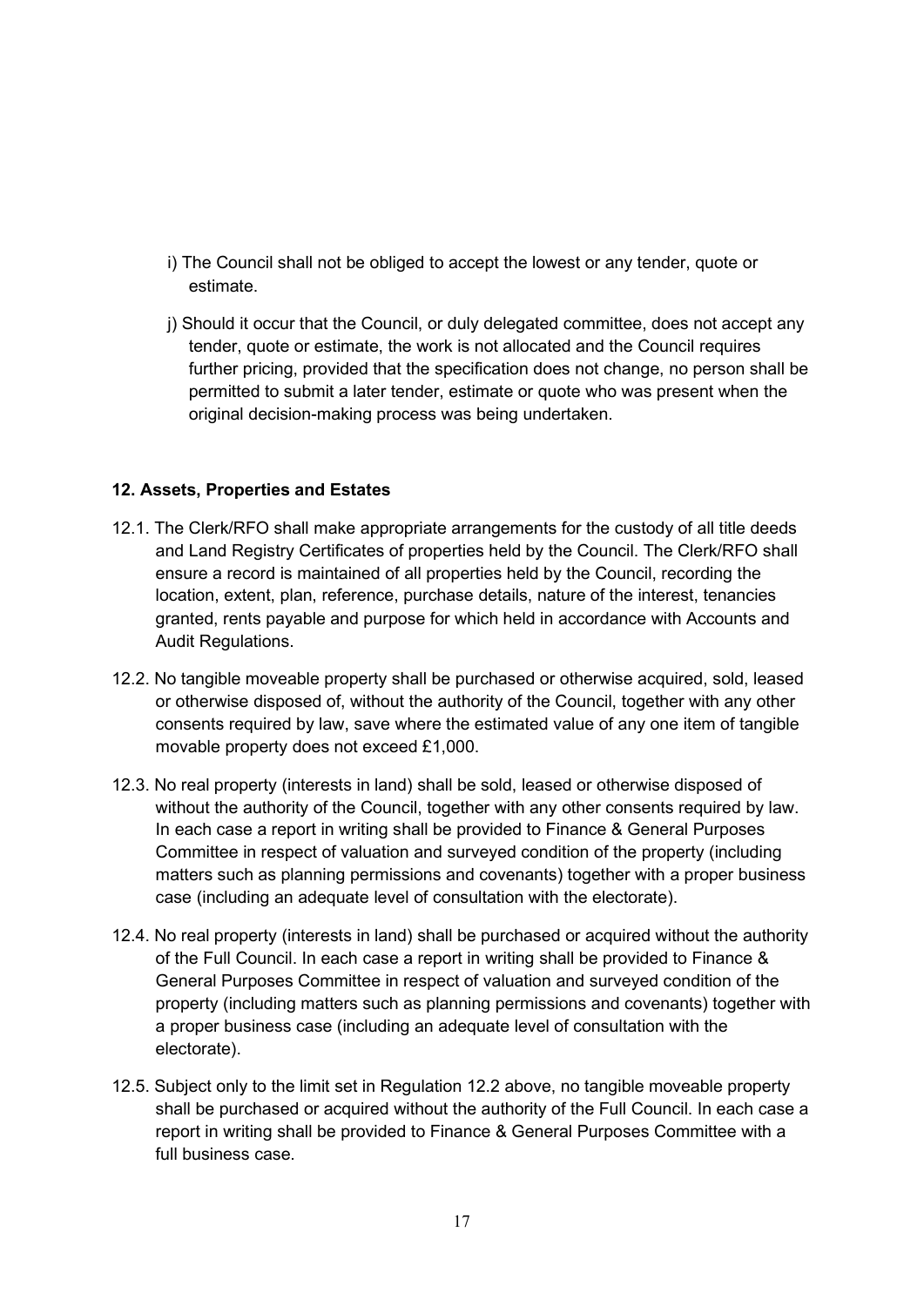i) The Council shall not be obliged to accept the lowest or any tender, quote or estimate.

j) Should it occur that the Council, or duly delegated committee, does not accept any tender, quote or estimate, the work is not allocated and the Council requires further pricing, provided that the specification does not change, no person shall be permitted to submit a later tender, estimate or quote who was present when the original decision-making process was being undertaken.

**12. Assets, Properties and Estates**

12.1. The Clerk/RFO shall make appropriate arrangements for the custody of all title deeds and Land Registry Certificates of properties held by the Council. The Clerk/RFO shall ensure a record is maintained of all properties held by the Council, recording the location, extent, plan, reference, purchase details, nature of the interest, tenancies granted, rents payable and purpose for which held in accordance with Accounts and Audit Regulations.

12.2. No tangible moveable property shall be purchased or otherwise acquired, sold, leased or otherwise disposed of, without the authority of the Council, together with any other consents required by law, save where the estimated value of any one item of tangible movable property does not exceed £1,000.

12.3. No real property (interests in land) shall be sold, leased or otherwise disposed of without the authority of the Council, together with any other consents required by law. In each case a report in writing shall be provided to Finance & General Purposes Committee in respect of valuation and surveyed condition of the property (including matters such as planning permissions and covenants) together with a proper business case (including an adequate level of consultation with the electorate).

12.4. No real property (interests in land) shall be purchased or acquired without the authority of the Full Council. In each case a report in writing shall be provided to Finance & General Purposes Committee in respect of valuation and surveyed condition of the property (including matters such as planning permissions and covenants) together with a proper business case (including an adequate level of consultation with the electorate).

12.5. Subject only to the limit set in Regulation 12.2 above, no tangible moveable property shall be purchased or acquired without the authority of the Full Council. In each case a report in writing shall be provided to Finance & General Purposes Committee with a full business case.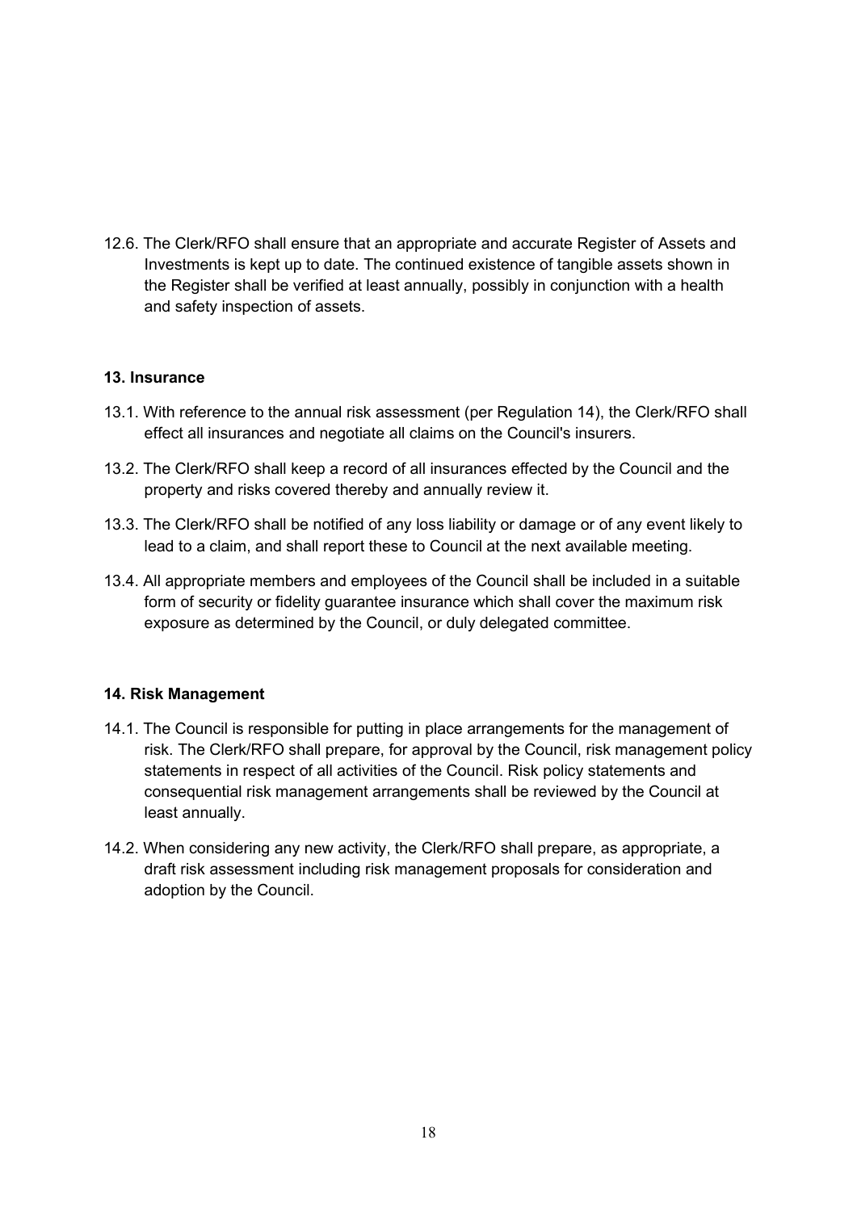12.6. The Clerk/RFO shall ensure that an appropriate and accurate Register of Assets and Investments is kept up to date. The continued existence of tangible assets shown in the Register shall be verified at least annually, possibly in conjunction with a health and safety inspection of assets.

## 13. Insurance

13.1. With reference to the annual risk assessment (per Regulation 14), the Clerk/RFO shall effect all insurances and negotiate all claims on the Council's insurers.

13.2. The Clerk/RFO shall keep a record of all insurances effected by the Council and the property and risks covered thereby and annually review it.

13.3. The Clerk/RFO shall be notified of any loss liability or damage or of any event likely to lead to a claim, and shall report these to Council at the next available meeting.

13.4. All appropriate members and employees of the Council shall be included in a suitable form of security or fidelity guarantee insurance which shall cover the maximum risk exposure as determined by the Council, or duly delegated committee.

## 14. Risk Management

14.1. The Council is responsible for putting in place arrangements for the management of risk. The Clerk/RFO shall prepare, for approval by the Council, risk management policy statements in respect of all activities of the Council. Risk policy statements and consequential risk management arrangements shall be reviewed by the Council at least annually.

14.2. When considering any new activity, the Clerk/RFO shall prepare, as appropriate, a draft risk assessment including risk management proposals for consideration and adoption by the Council.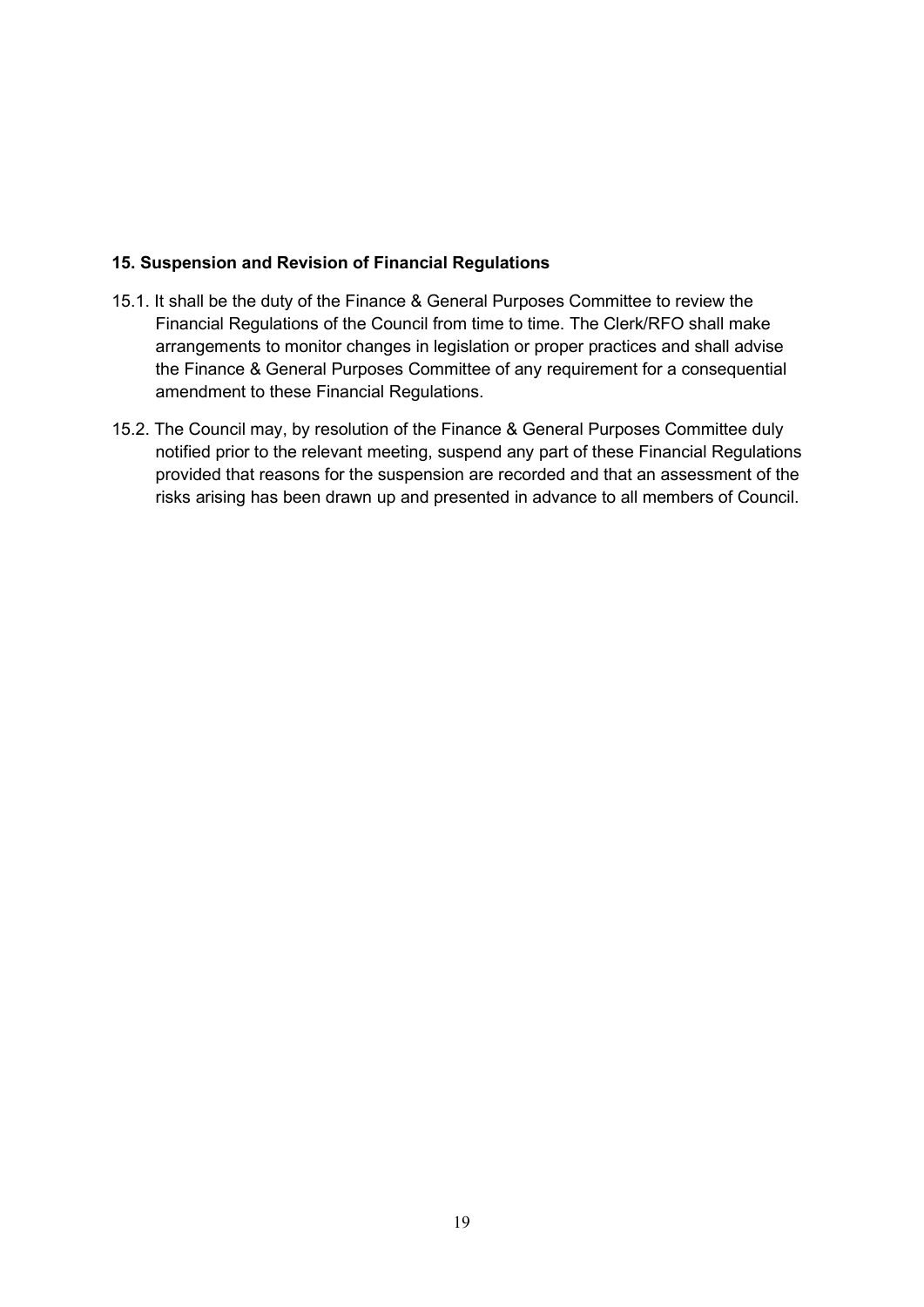**15. Suspension and Revision of Financial Regulations**

15.1. It shall be the duty of the Finance & General Purposes Committee to review the Financial Regulations of the Council from time to time. The Clerk/RFO shall make arrangements to monitor changes in legislation or proper practices and shall advise the Finance & General Purposes Committee of any requirement for a consequential amendment to these Financial Regulations.

15.2. The Council may, by resolution of the Finance & General Purposes Committee duly notified prior to the relevant meeting, suspend any part of these Financial Regulations provided that reasons for the suspension are recorded and that an assessment of the risks arising has been drawn up and presented in advance to all members of Council.